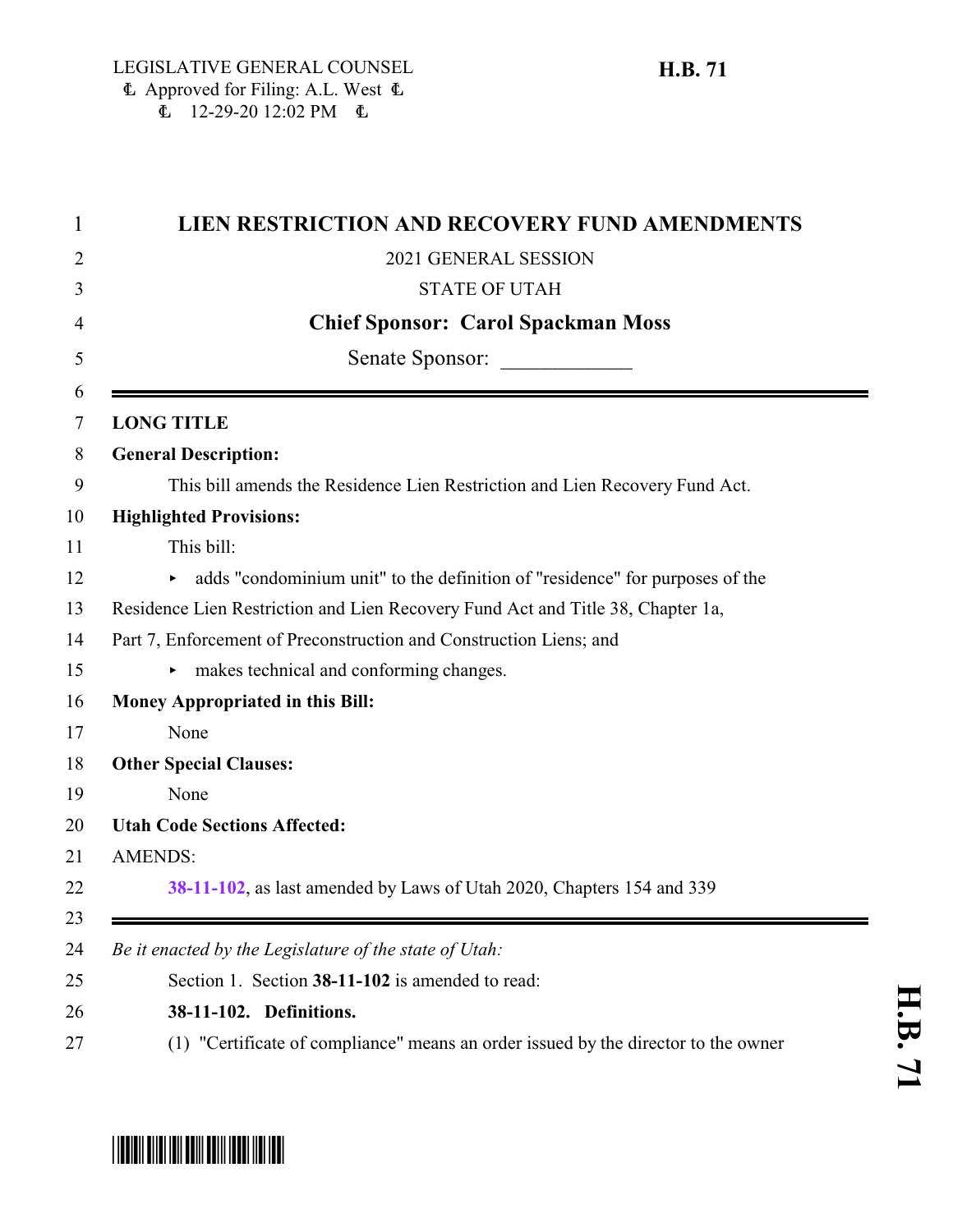LEGISLATIVE GENERAL COUNSEL
Approved for Filing: A.L. West
12-29-20 12:02 PM

**H.B. 71**

# LIEN RESTRICTION AND RECOVERY FUND AMENDMENTS

2021 GENERAL SESSION

STATE OF UTAH

**Chief Sponsor: Carol Spackman Moss**

Senate Sponsor: ____________

---

**LONG TITLE**

**General Description:**

This bill amends the Residence Lien Restriction and Lien Recovery Fund Act.

**Highlighted Provisions:**

This bill:

- adds "condominium unit" to the definition of "residence" for purposes of the Residence Lien Restriction and Lien Recovery Fund Act and Title 38, Chapter 1a, Part 7, Enforcement of Preconstruction and Construction Liens; and
- makes technical and conforming changes.

**Money Appropriated in this Bill:**

None

**Other Special Clauses:**

None

**Utah Code Sections Affected:**

AMENDS:

**38-11-102**, as last amended by Laws of Utah 2020, Chapters 154 and 339

---

*Be it enacted by the Legislature of the state of Utah:*

Section 1. Section **38-11-102** is amended to read:

**38-11-102. Definitions.**

(1) "Certificate of compliance" means an order issued by the director to the owner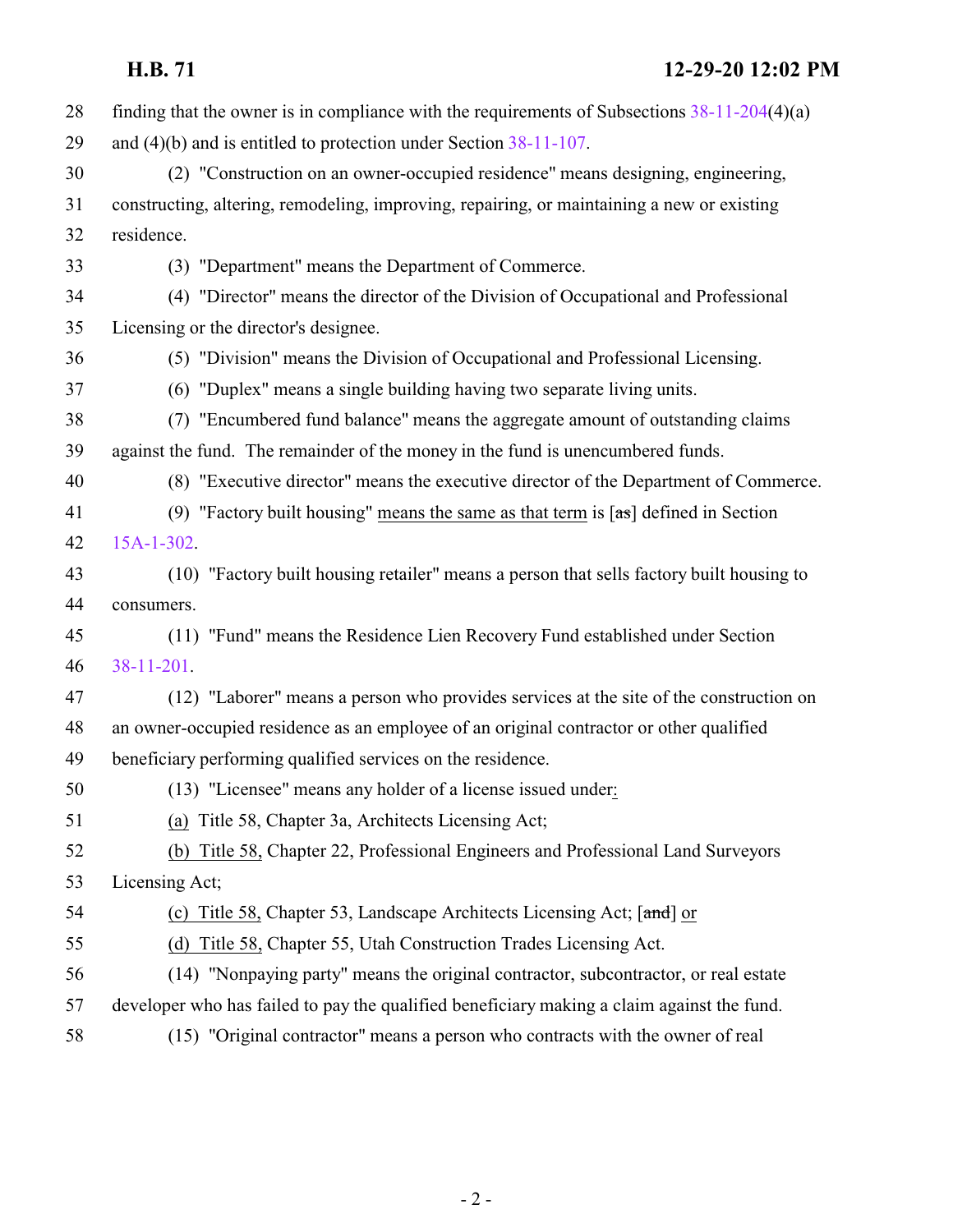28 finding that the owner is in compliance with the requirements of Subsections 38-11-204(4)(a)
29 and (4)(b) and is entitled to protection under Section 38-11-107.

30 (2) "Construction on an owner-occupied residence" means designing, engineering,
31 constructing, altering, remodeling, improving, repairing, or maintaining a new or existing
32 residence.

33 (3) "Department" means the Department of Commerce.

34 (4) "Director" means the director of the Division of Occupational and Professional
35 Licensing or the director's designee.

36 (5) "Division" means the Division of Occupational and Professional Licensing.

37 (6) "Duplex" means a single building having two separate living units.

38 (7) "Encumbered fund balance" means the aggregate amount of outstanding claims
39 against the fund. The remainder of the money in the fund is unencumbered funds.

40 (8) "Executive director" means the executive director of the Department of Commerce.

41 (9) "Factory built housing" <u>means the same as that term</u> is [~~as~~] defined in Section
42 15A-1-302.

43 (10) "Factory built housing retailer" means a person that sells factory built housing to
44 consumers.

45 (11) "Fund" means the Residence Lien Recovery Fund established under Section
46 38-11-201.

47 (12) "Laborer" means a person who provides services at the site of the construction on
48 an owner-occupied residence as an employee of an original contractor or other qualified
49 beneficiary performing qualified services on the residence.

50 (13) "Licensee" means any holder of a license issued under<u>:</u>

51 <u>(a)</u> Title 58, Chapter 3a, Architects Licensing Act;

52 <u>(b) Title 58,</u> Chapter 22, Professional Engineers and Professional Land Surveyors
53 Licensing Act;

54 <u>(c) Title 58,</u> Chapter 53, Landscape Architects Licensing Act; [~~and~~] <u>or</u>

55 <u>(d) Title 58,</u> Chapter 55, Utah Construction Trades Licensing Act.

56 (14) "Nonpaying party" means the original contractor, subcontractor, or real estate
57 developer who has failed to pay the qualified beneficiary making a claim against the fund.

58 (15) "Original contractor" means a person who contracts with the owner of real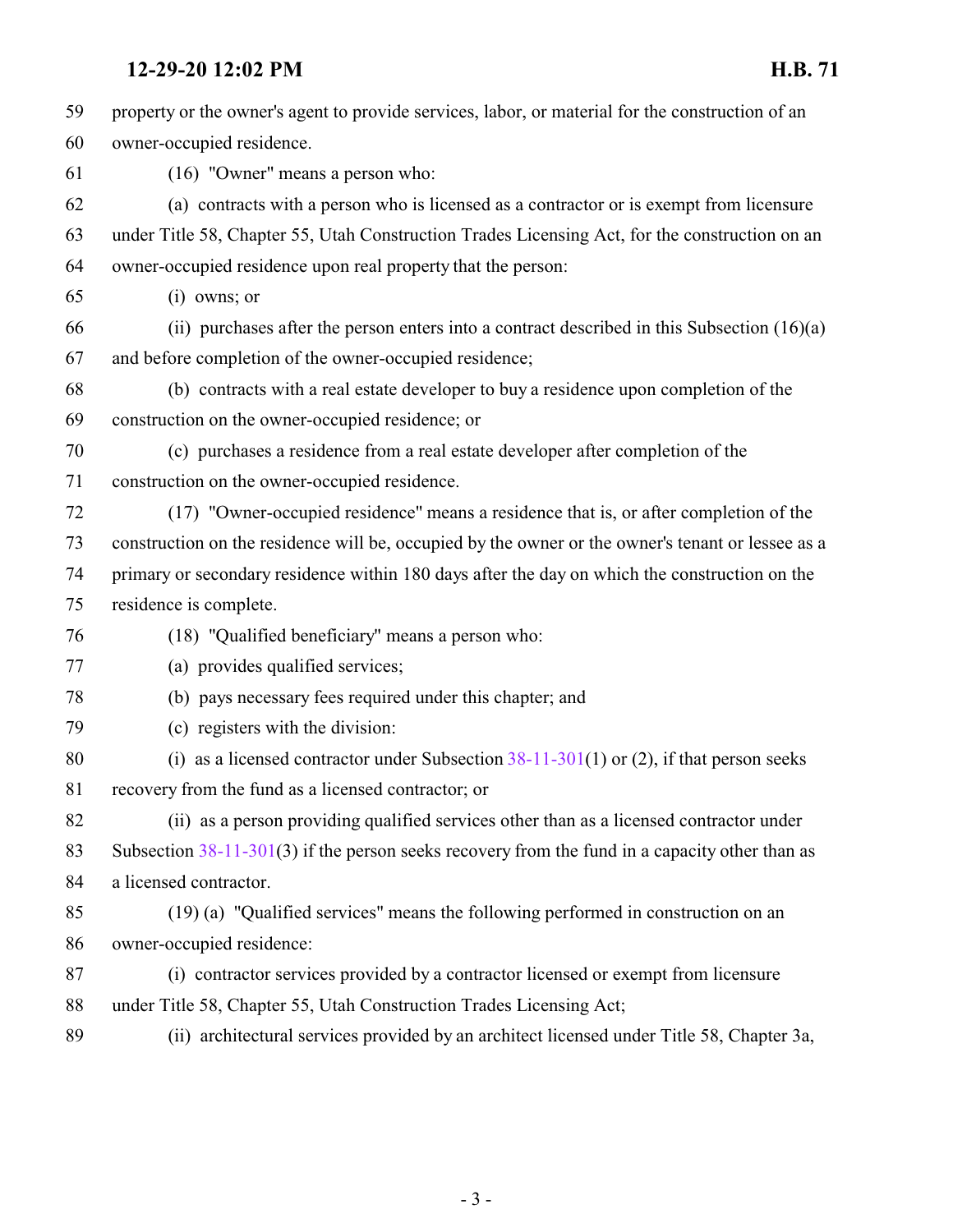property or the owner's agent to provide services, labor, or material for the construction of an owner-occupied residence.

(16) "Owner" means a person who:

(a) contracts with a person who is licensed as a contractor or is exempt from licensure under Title 58, Chapter 55, Utah Construction Trades Licensing Act, for the construction on an owner-occupied residence upon real property that the person:

(i) owns; or

(ii) purchases after the person enters into a contract described in this Subsection (16)(a) and before completion of the owner-occupied residence;

(b) contracts with a real estate developer to buy a residence upon completion of the construction on the owner-occupied residence; or

(c) purchases a residence from a real estate developer after completion of the construction on the owner-occupied residence.

(17) "Owner-occupied residence" means a residence that is, or after completion of the construction on the residence will be, occupied by the owner or the owner's tenant or lessee as a primary or secondary residence within 180 days after the day on which the construction on the residence is complete.

(18) "Qualified beneficiary" means a person who:

(a) provides qualified services;

(b) pays necessary fees required under this chapter; and

(c) registers with the division:

(i) as a licensed contractor under Subsection 38-11-301(1) or (2), if that person seeks recovery from the fund as a licensed contractor; or

(ii) as a person providing qualified services other than as a licensed contractor under Subsection 38-11-301(3) if the person seeks recovery from the fund in a capacity other than as a licensed contractor.

(19) (a) "Qualified services" means the following performed in construction on an owner-occupied residence:

(i) contractor services provided by a contractor licensed or exempt from licensure under Title 58, Chapter 55, Utah Construction Trades Licensing Act;

(ii) architectural services provided by an architect licensed under Title 58, Chapter 3a,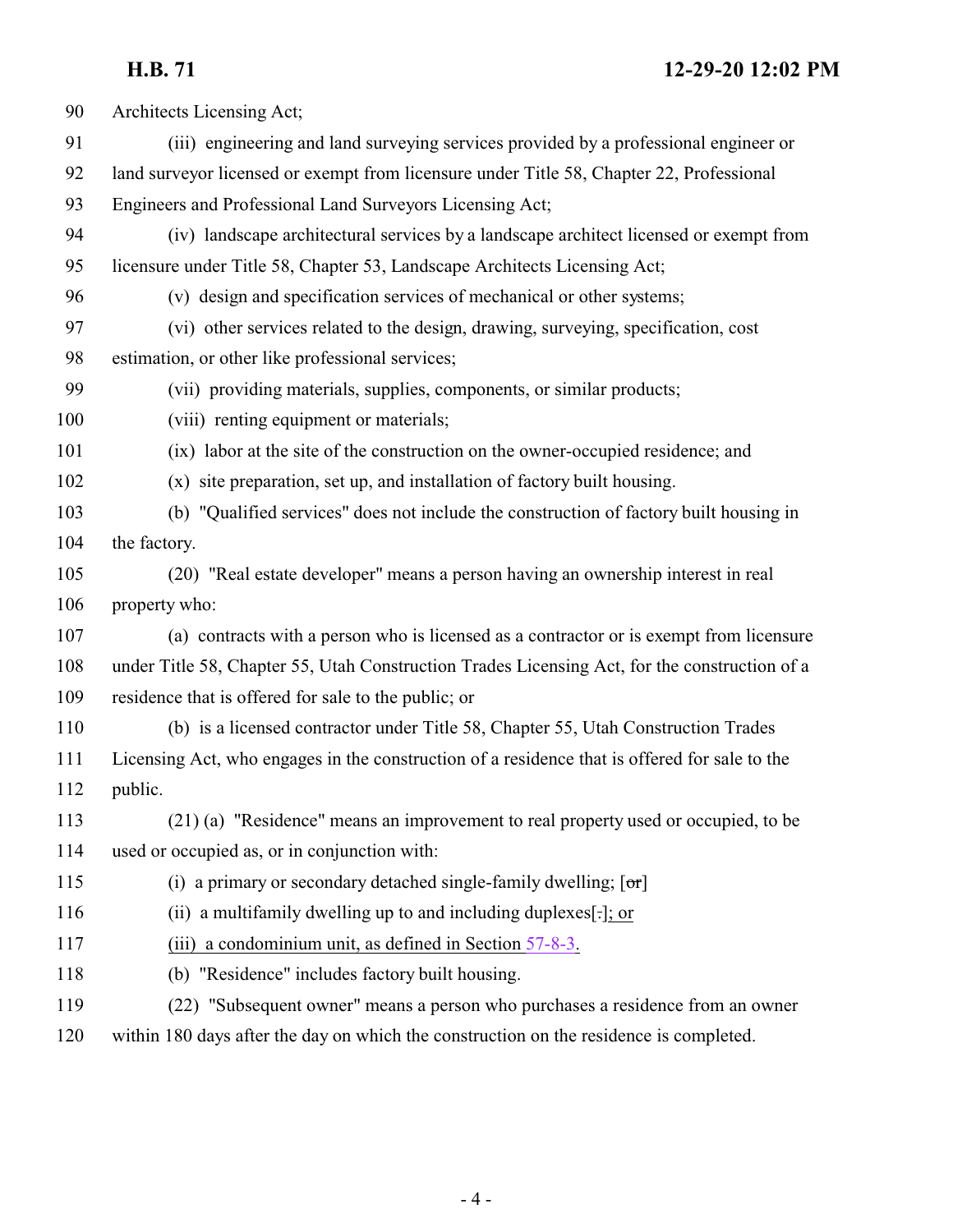Architects Licensing Act;

(iii) engineering and land surveying services provided by a professional engineer or land surveyor licensed or exempt from licensure under Title 58, Chapter 22, Professional Engineers and Professional Land Surveyors Licensing Act;

(iv) landscape architectural services by a landscape architect licensed or exempt from licensure under Title 58, Chapter 53, Landscape Architects Licensing Act;

(v) design and specification services of mechanical or other systems;

(vi) other services related to the design, drawing, surveying, specification, cost estimation, or other like professional services;

(vii) providing materials, supplies, components, or similar products;

(viii) renting equipment or materials;

(ix) labor at the site of the construction on the owner-occupied residence; and

(x) site preparation, set up, and installation of factory built housing.

(b) "Qualified services" does not include the construction of factory built housing in the factory.

(20) "Real estate developer" means a person having an ownership interest in real property who:

(a) contracts with a person who is licensed as a contractor or is exempt from licensure under Title 58, Chapter 55, Utah Construction Trades Licensing Act, for the construction of a residence that is offered for sale to the public; or

(b) is a licensed contractor under Title 58, Chapter 55, Utah Construction Trades Licensing Act, who engages in the construction of a residence that is offered for sale to the public.

(21) (a) "Residence" means an improvement to real property used or occupied, to be used or occupied as, or in conjunction with:

(i) a primary or secondary detached single-family dwelling; [~~or~~]

(ii) a multifamily dwelling up to and including duplexes[~~.~~]; or

(iii) a condominium unit, as defined in Section 57-8-3.

(b) "Residence" includes factory built housing.

(22) "Subsequent owner" means a person who purchases a residence from an owner within 180 days after the day on which the construction on the residence is completed.